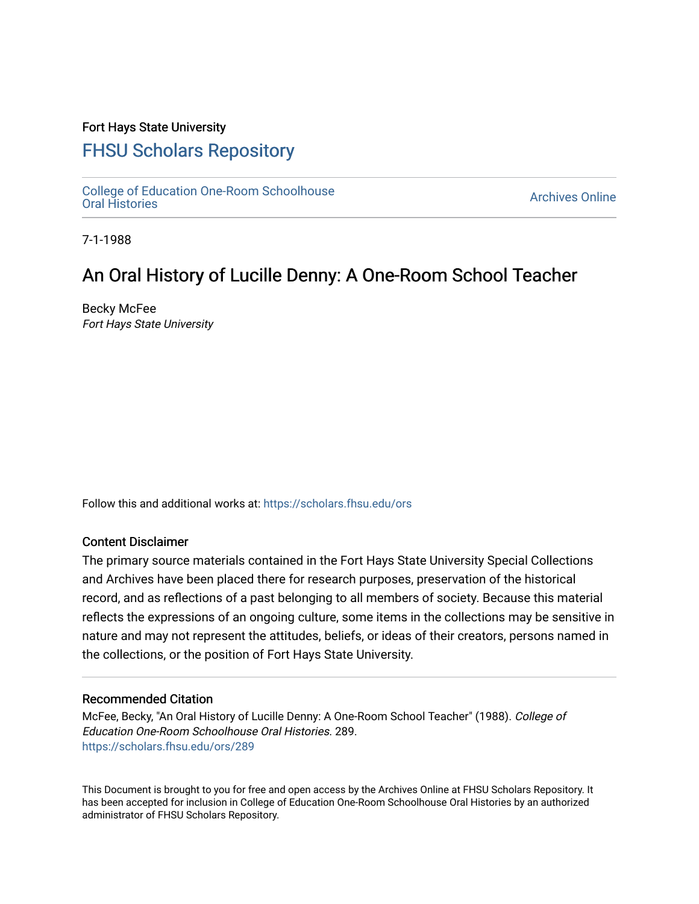Fort Hays State University

# FHSU Scholars Repository

College of Education One-Room Schoolhouse Oral Histories

Archives Online

7-1-1988

## An Oral History of Lucille Denny: A One-Room School Teacher

Becky McFee

*Fort Hays State University*

Follow this and additional works at: https://scholars.fhsu.edu/ors

### Content Disclaimer

The primary source materials contained in the Fort Hays State University Special Collections and Archives have been placed there for research purposes, preservation of the historical record, and as reflections of a past belonging to all members of society. Because this material reflects the expressions of an ongoing culture, some items in the collections may be sensitive in nature and may not represent the attitudes, beliefs, or ideas of their creators, persons named in the collections, or the position of Fort Hays State University.

### Recommended Citation

McFee, Becky, "An Oral History of Lucille Denny: A One-Room School Teacher" (1988). *College of Education One-Room Schoolhouse Oral Histories*. 289.
https://scholars.fhsu.edu/ors/289

This Document is brought to you for free and open access by the Archives Online at FHSU Scholars Repository. It has been accepted for inclusion in College of Education One-Room Schoolhouse Oral Histories by an authorized administrator of FHSU Scholars Repository.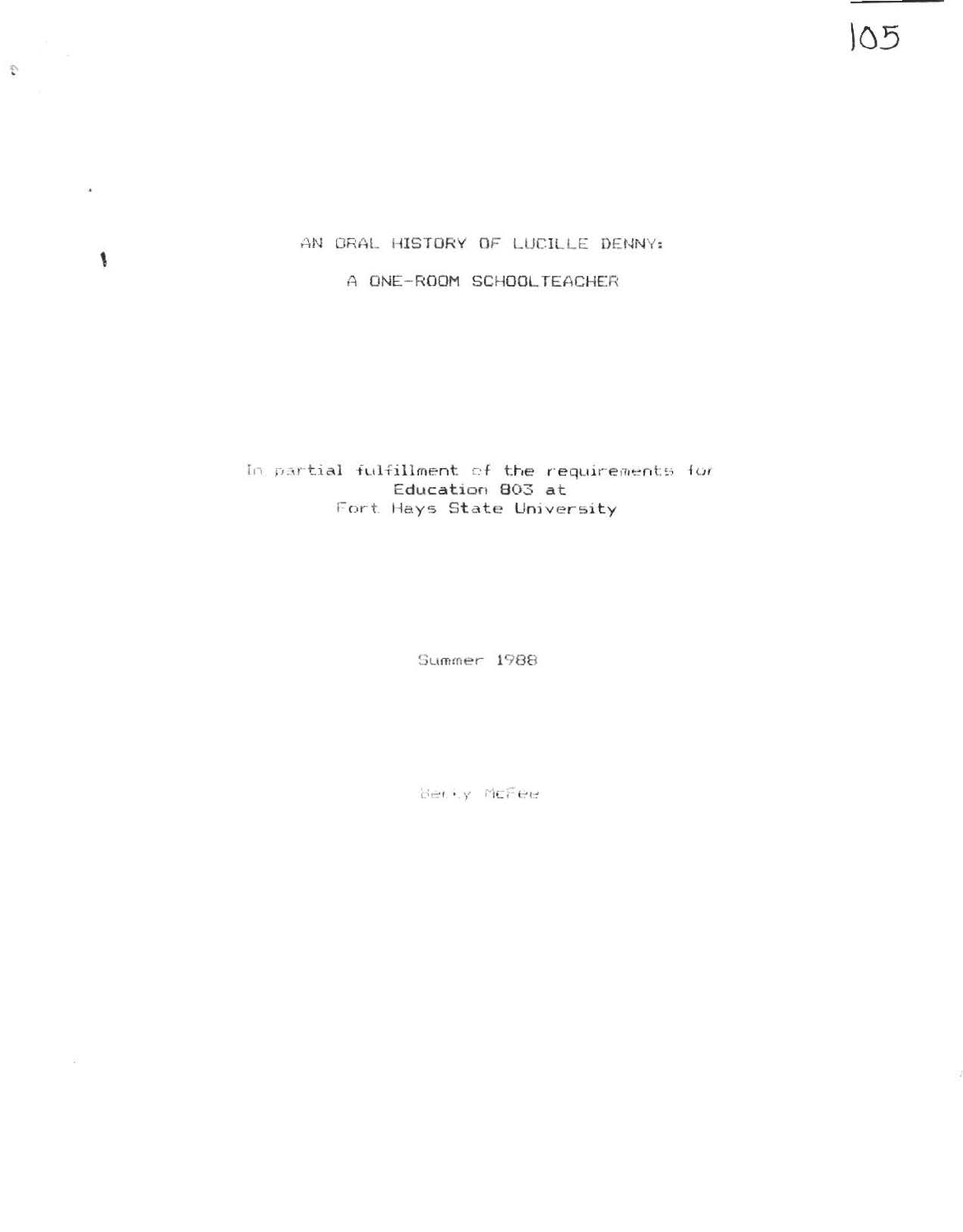# AN ORAL HISTORY OF LUCILLE DENNY:

## A ONE-ROOM SCHOOLTEACHER

In partial fulfillment of the requirements for
Education 803 at
Fort Hays State University

Summer 1988

Betty McFee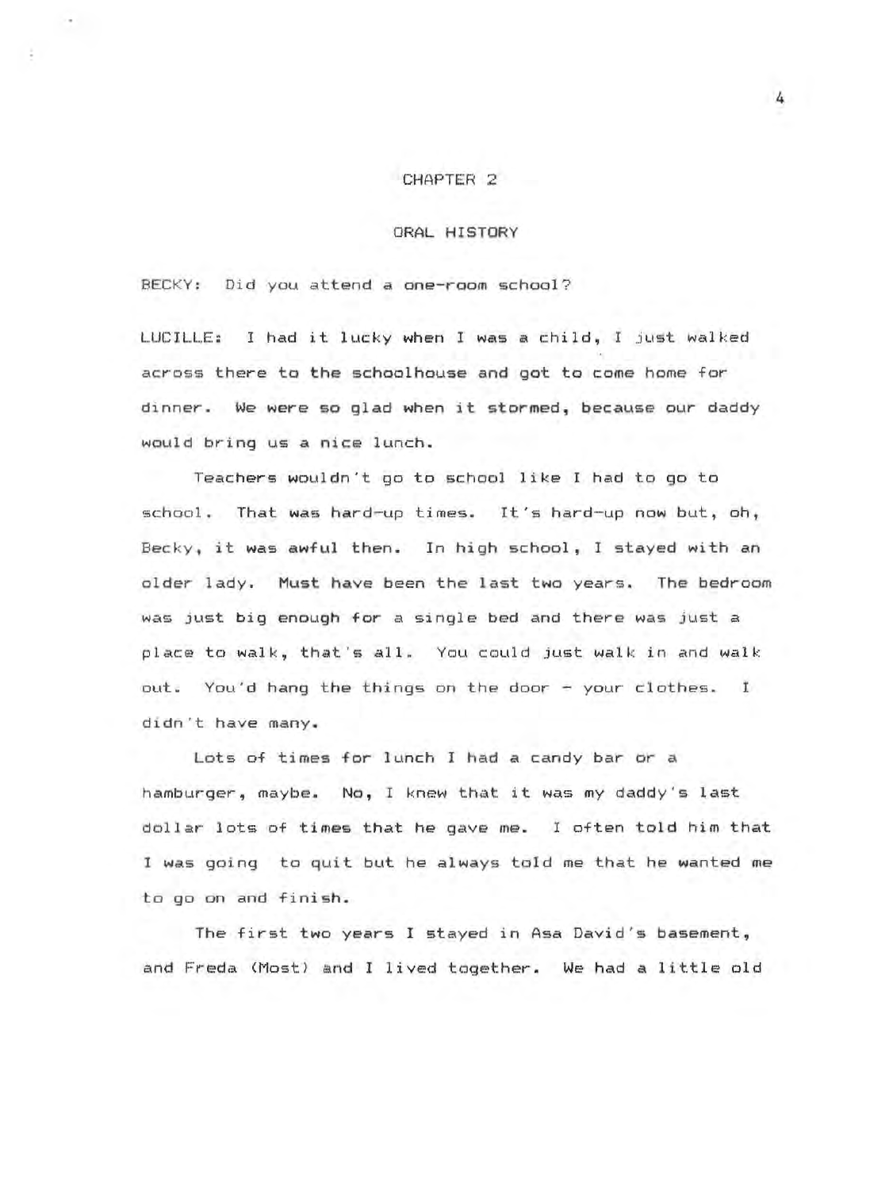# CHAPTER 2

## ORAL HISTORY

BECKY: Did you attend a one-room school?

LUCILLE: I had it lucky when I was a child, I just walked across there to the schoolhouse and got to come home for dinner. We were so glad when it stormed, because our daddy would bring us a nice lunch.

Teachers wouldn't go to school like I had to go to school. That was hard-up times. It's hard-up now but, oh, Becky, it was awful then. In high school, I stayed with an older lady. Must have been the last two years. The bedroom was just big enough for a single bed and there was just a place to walk, that's all. You could just walk in and walk out. You'd hang the things on the door - your clothes. I didn't have many.

Lots of times for lunch I had a candy bar or a hamburger, maybe. No, I knew that it was my daddy's last dollar lots of times that he gave me. I often told him that I was going to quit but he always told me that he wanted me to go on and finish.

The first two years I stayed in Asa David's basement, and Freda (Most) and I lived together. We had a little old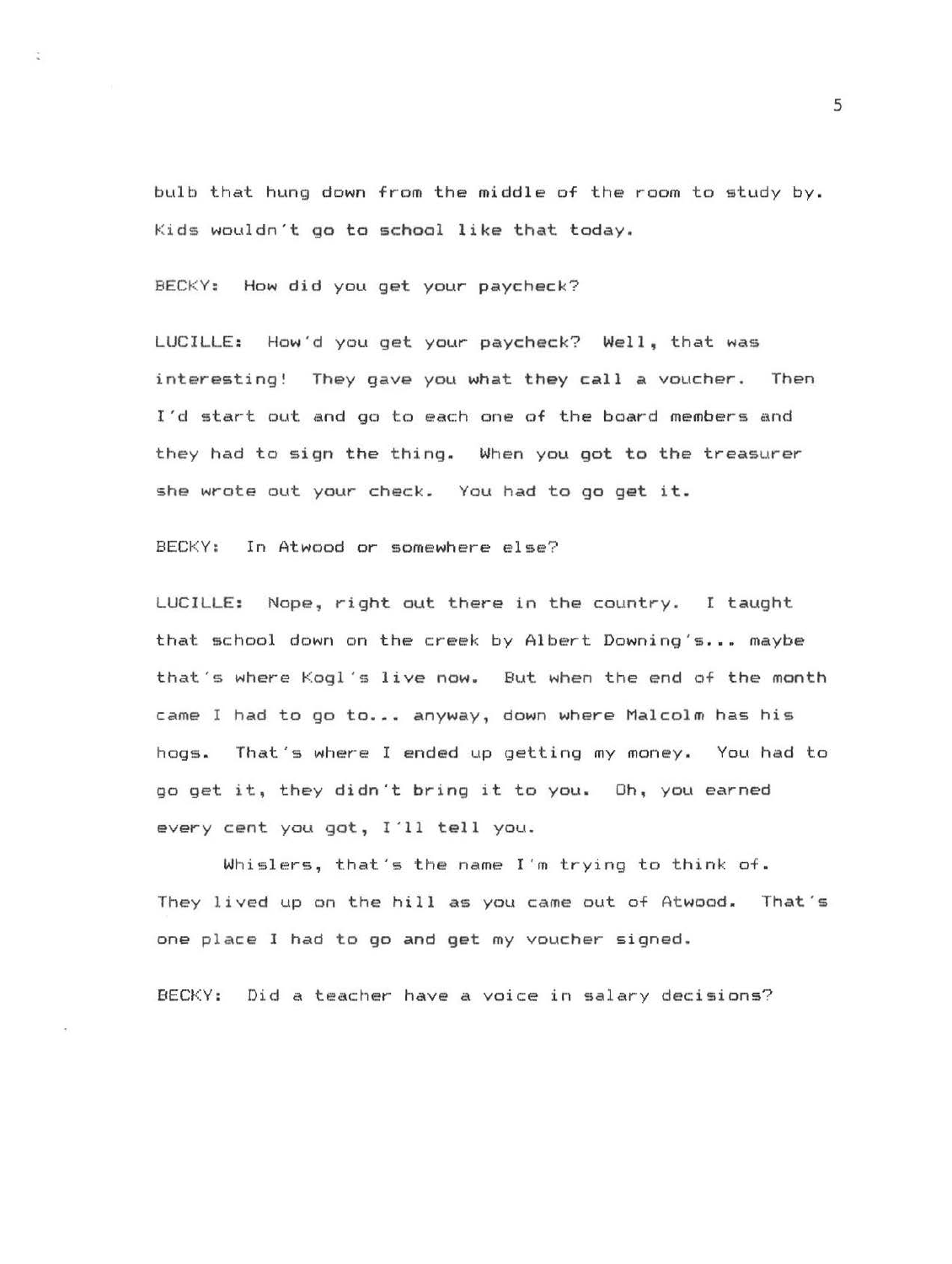bulb that hung down from the middle of the room to study by. Kids wouldn't go to school like that today.

BECKY: How did you get your paycheck?

LUCILLE: How'd you get your paycheck? Well, that was interesting! They gave you what they call a voucher. Then I'd start out and go to each one of the board members and they had to sign the thing. When you got to the treasurer she wrote out your check. You had to go get it.

BECKY: In Atwood or somewhere else?

LUCILLE: Nope, right out there in the country. I taught that school down on the creek by Albert Downing's... maybe that's where Kogl's live now. But when the end of the month came I had to go to... anyway, down where Malcolm has his hogs. That's where I ended up getting my money. You had to go get it, they didn't bring it to you. Oh, you earned every cent you got, I'll tell you.

Whislers, that's the name I'm trying to think of. They lived up on the hill as you came out of Atwood. That's one place I had to go and get my voucher signed.

BECKY: Did a teacher have a voice in salary decisions?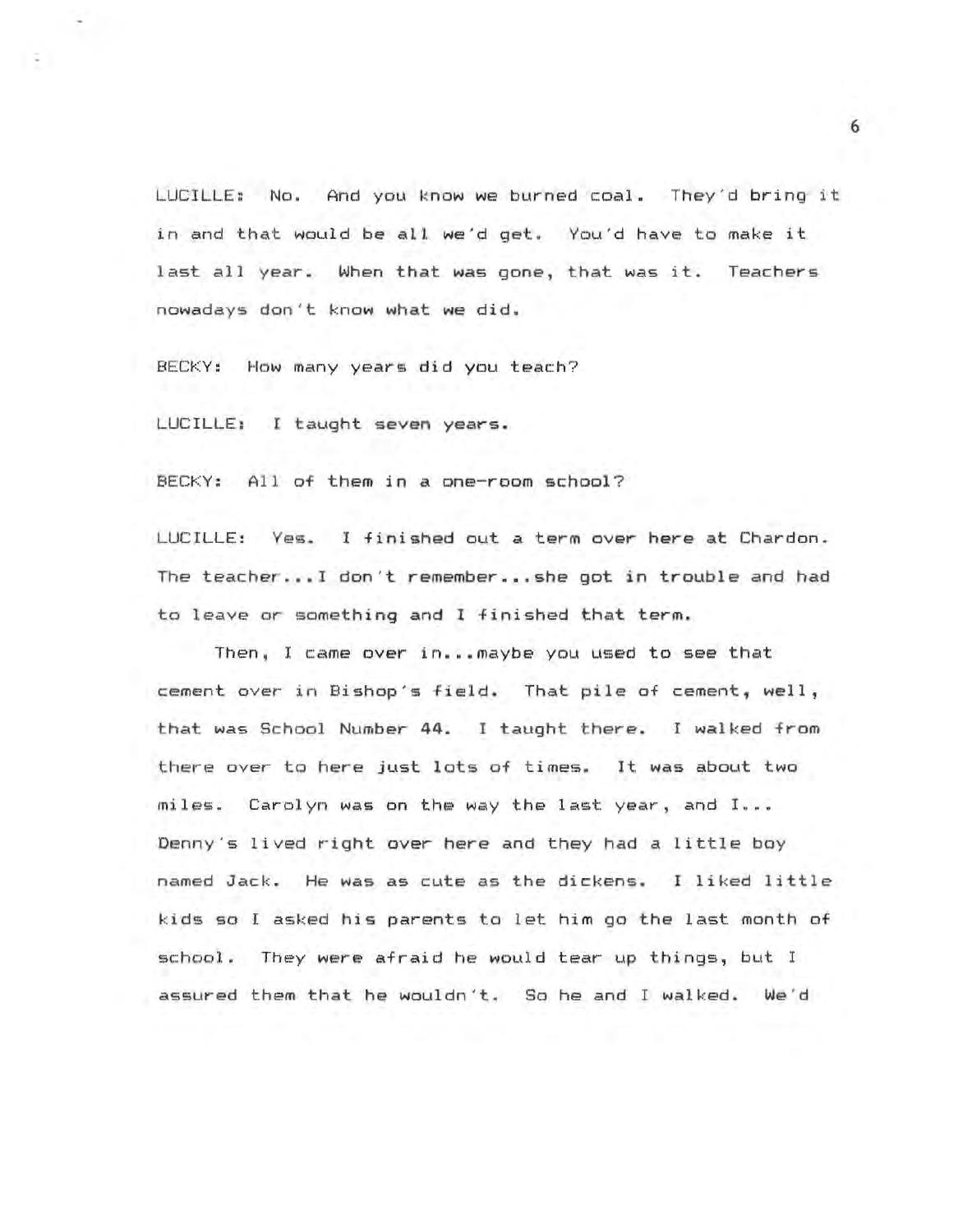LUCILLE: No. And you know we burned coal. They'd bring it in and that would be all we'd get. You'd have to make it last all year. When that was gone, that was it. Teachers nowadays don't know what we did.

BECKY: How many years did you teach?

LUCILLE: I taught seven years.

BECKY: All of them in a one-room school?

LUCILLE: Yes. I finished out a term over here at Chardon. The teacher...I don't remember...she got in trouble and had to leave or something and I finished that term.

Then, I came over in...maybe you used to see that cement over in Bishop's field. That pile of cement, well, that was School Number 44. I taught there. I walked from there over to here just lots of times. It was about two miles. Carolyn was on the way the last year, and I... Denny's lived right over here and they had a little boy named Jack. He was as cute as the dickens. I liked little kids so I asked his parents to let him go the last month of school. They were afraid he would tear up things, but I assured them that he wouldn't. So he and I walked. We'd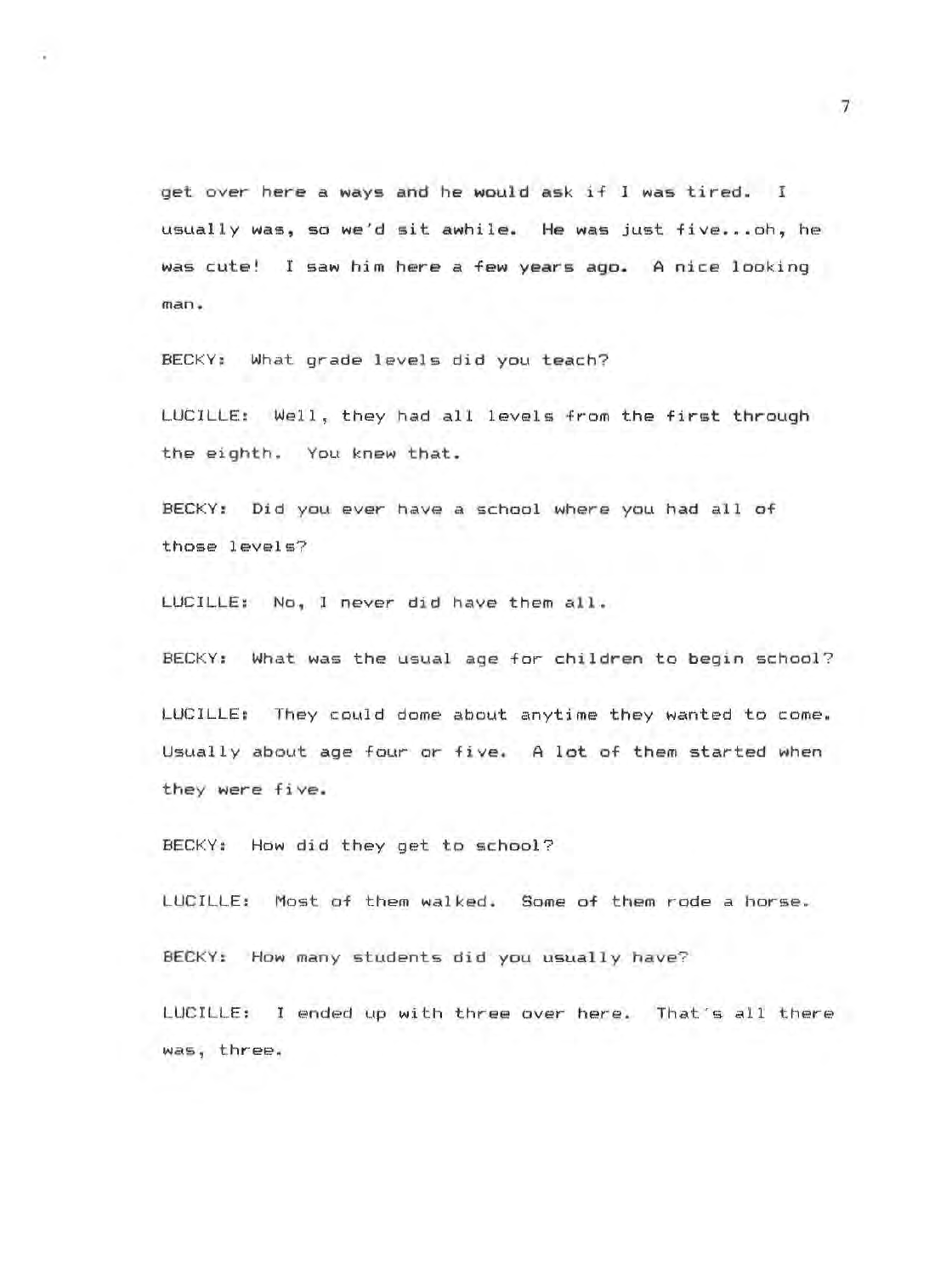get over here a ways and he would ask if I was tired. I usually was, so we'd sit awhile. He was just five...oh, he was cute! I saw him here a few years ago. A nice looking man.

BECKY: What grade levels did you teach?

LUCILLE: Well, they had all levels from the first through the eighth. You knew that.

BECKY: Did you ever have a school where you had all of those levels?

LUCILLE: No, I never did have them all.

BECKY: What was the usual age for children to begin school?

LUCILLE: They could dome about anytime they wanted to come. Usually about age four or five. A lot of them started when they were five.

BECKY: How did they get to school?

LUCILLE: Most of them walked. Some of them rode a horse.

BECKY: How many students did you usually have?

LUCILLE: I ended up with three over here. That's all there was, three.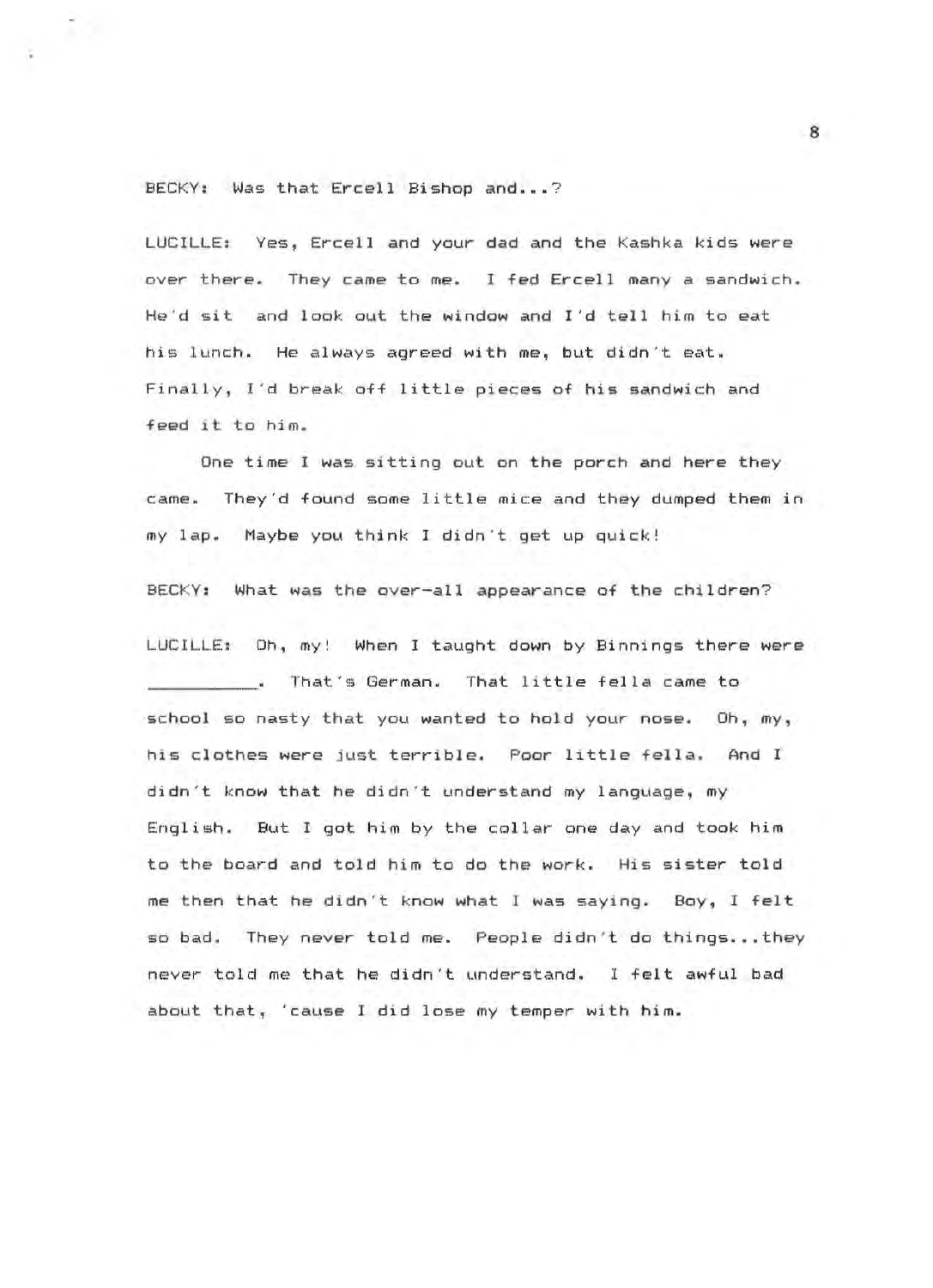BECKY: Was that Ercell Bishop and...?

LUCILLE: Yes, Ercell and your dad and the Kashka kids were over there. They came to me. I fed Ercell many a sandwich. He'd sit and look out the window and I'd tell him to eat his lunch. He always agreed with me, but didn't eat. Finally, I'd break off little pieces of his sandwich and feed it to him.

One time I was sitting out on the porch and here they came. They'd found some little mice and they dumped them in my lap. Maybe you think I didn't get up quick!

BECKY: What was the over-all appearance of the children?

LUCILLE: Oh, my! When I taught down by Binnings there were __________. That's German. That little fella came to school so nasty that you wanted to hold your nose. Oh, my, his clothes were just terrible. Poor little fella. And I didn't know that he didn't understand my language, my English. But I got him by the collar one day and took him to the board and told him to do the work. His sister told me then that he didn't know what I was saying. Boy, I felt so bad. They never told me. People didn't do things...they never told me that he didn't understand. I felt awful bad about that, 'cause I did lose my temper with him.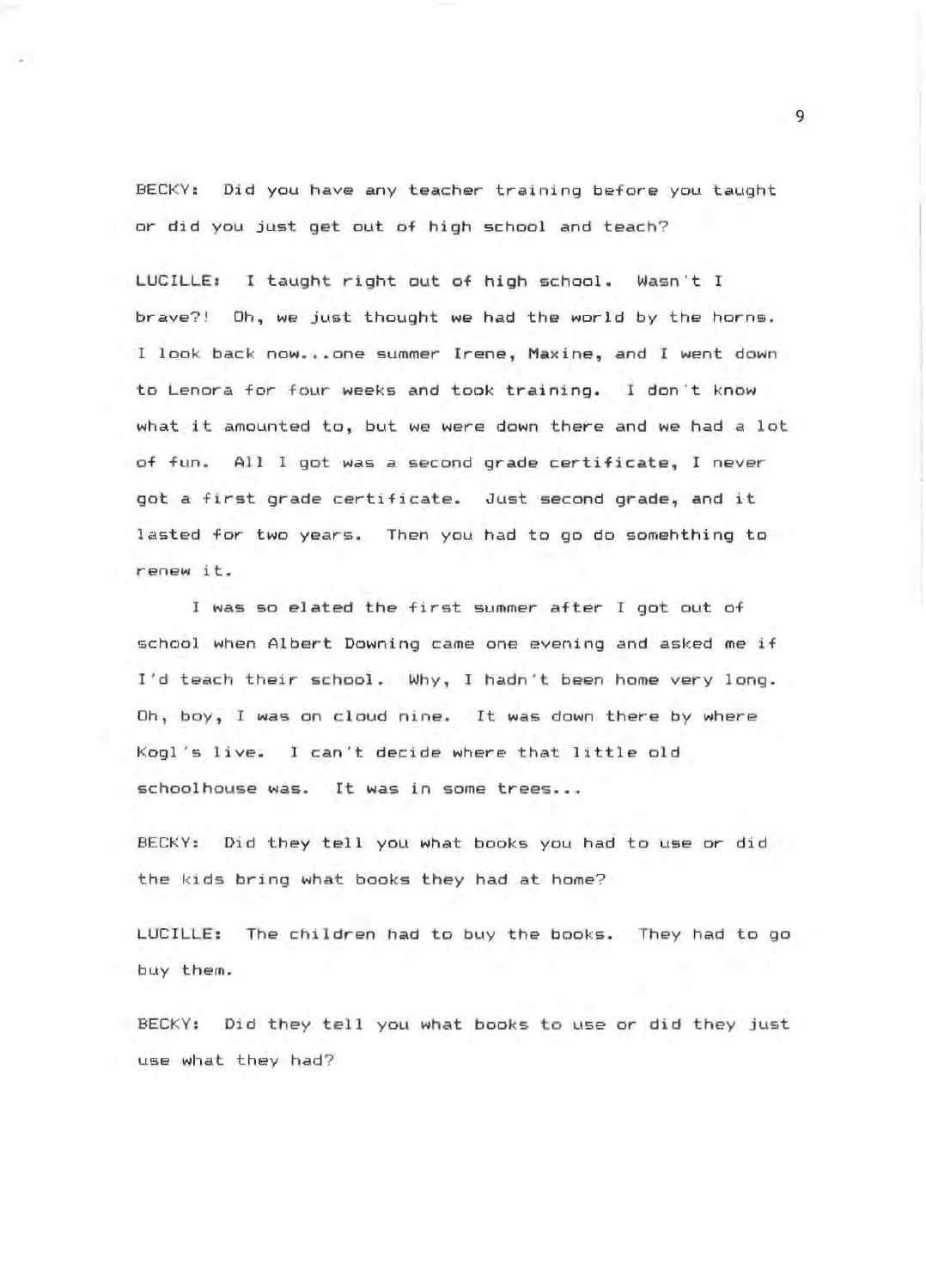BECKY: Did you have any teacher training before you taught or did you just get out of high school and teach?

LUCILLE: I taught right out of high school. Wasn't I brave?! Oh, we just thought we had the world by the horns. I look back now...one summer Irene, Maxine, and I went down to Lenora for four weeks and took training. I don't know what it amounted to, but we were down there and we had a lot of fun. All I got was a second grade certificate, I never got a first grade certificate. Just second grade, and it lasted for two years. Then you had to go do somehthing to renew it.

I was so elated the first summer after I got out of school when Albert Downing came one evening and asked me if I'd teach their school. Why, I hadn't been home very long. Oh, boy, I was on cloud nine. It was down there by where Kogl's live. I can't decide where that little old schoolhouse was. It was in some trees...

BECKY: Did they tell you what books you had to use or did the kids bring what books they had at home?

LUCILLE: The children had to buy the books. They had to go buy them.

BECKY: Did they tell you what books to use or did they just use what they had?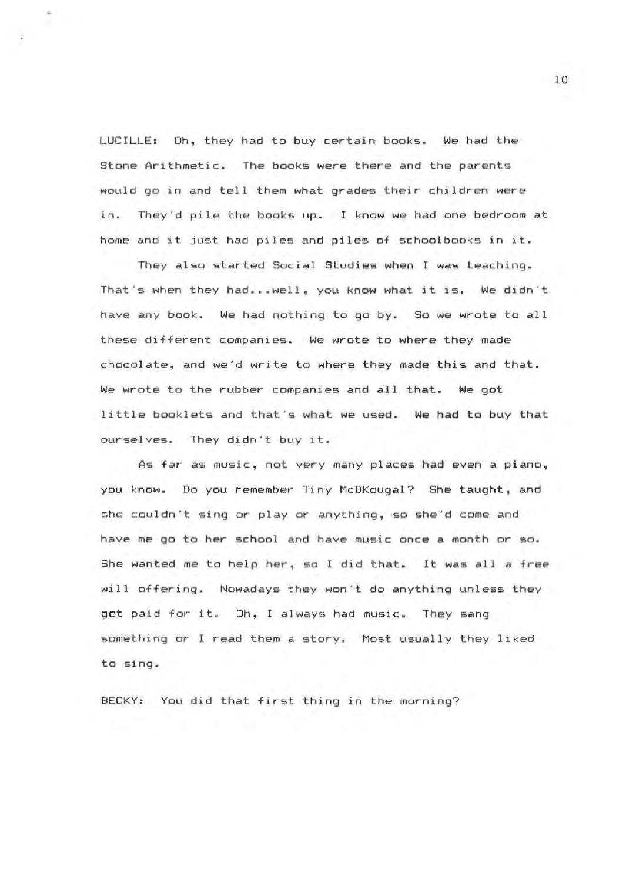LUCILLE: Oh, they had to buy certain books. We had the Stone Arithmetic. The books were there and the parents would go in and tell them what grades their children were in. They'd pile the books up. I know we had one bedroom at home and it just had piles and piles of schoolbooks in it.

They also started Social Studies when I was teaching. That's when they had...well, you know what it is. We didn't have any book. We had nothing to go by. So we wrote to all these different companies. We wrote to where they made chocolate, and we'd write to where they made this and that. We wrote to the rubber companies and all that. We got little booklets and that's what we used. We had to buy that ourselves. They didn't buy it.

As far as music, not very many places had even a piano, you know. Do you remember Tiny McDKougal? She taught, and she couldn't sing or play or anything, so she'd come and have me go to her school and have music once a month or so. She wanted me to help her, so I did that. It was all a free will offering. Nowadays they won't do anything unless they get paid for it. Oh, I always had music. They sang something or I read them a story. Most usually they liked to sing.

BECKY: You did that first thing in the morning?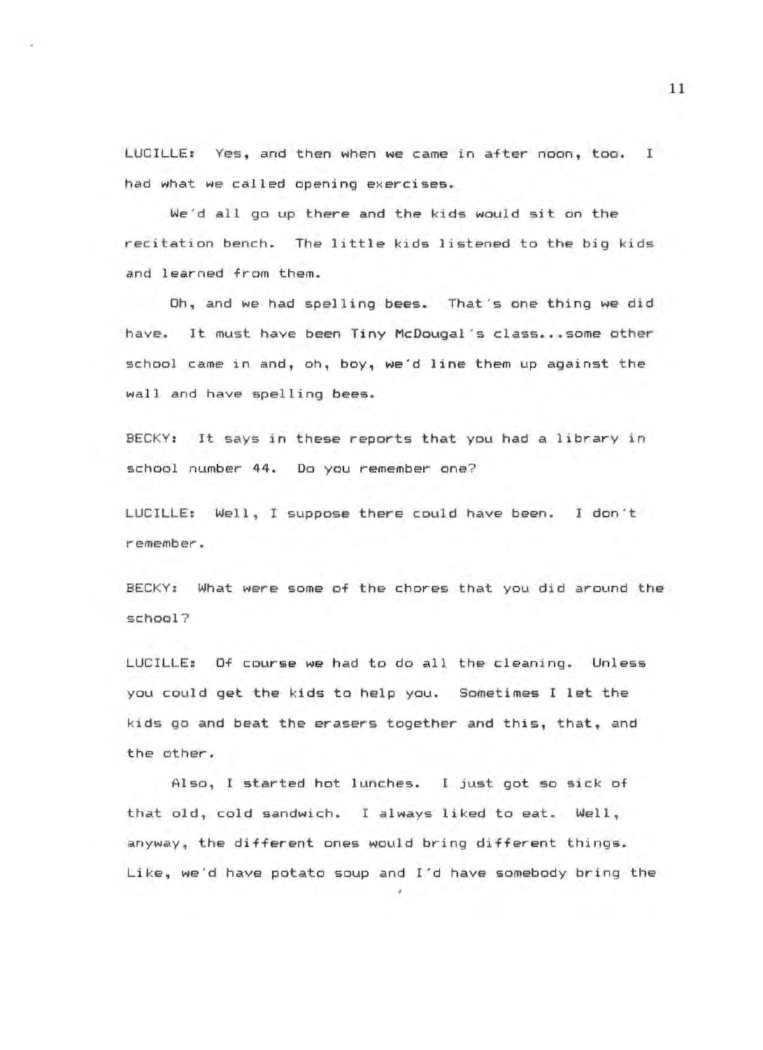LUCILLE: Yes, and then when we came in after noon, too. I had what we called opening exercises.

We'd all go up there and the kids would sit on the recitation bench. The little kids listened to the big kids and learned from them.

Oh, and we had spelling bees. That's one thing we did have. It must have been Tiny McDougal's class...some other school came in and, oh, boy, we'd line them up against the wall and have spelling bees.

BECKY: It says in these reports that you had a library in school number 44. Do you remember one?

LUCILLE: Well, I suppose there could have been. I don't remember.

BECKY: What were some of the chores that you did around the school?

LUCILLE: Of course we had to do all the cleaning. Unless you could get the kids to help you. Sometimes I let the kids go and beat the erasers together and this, that, and the other.

Also, I started hot lunches. I just got so sick of that old, cold sandwich. I always liked to eat. Well, anyway, the different ones would bring different things. Like, we'd have potato soup and I'd have somebody bring the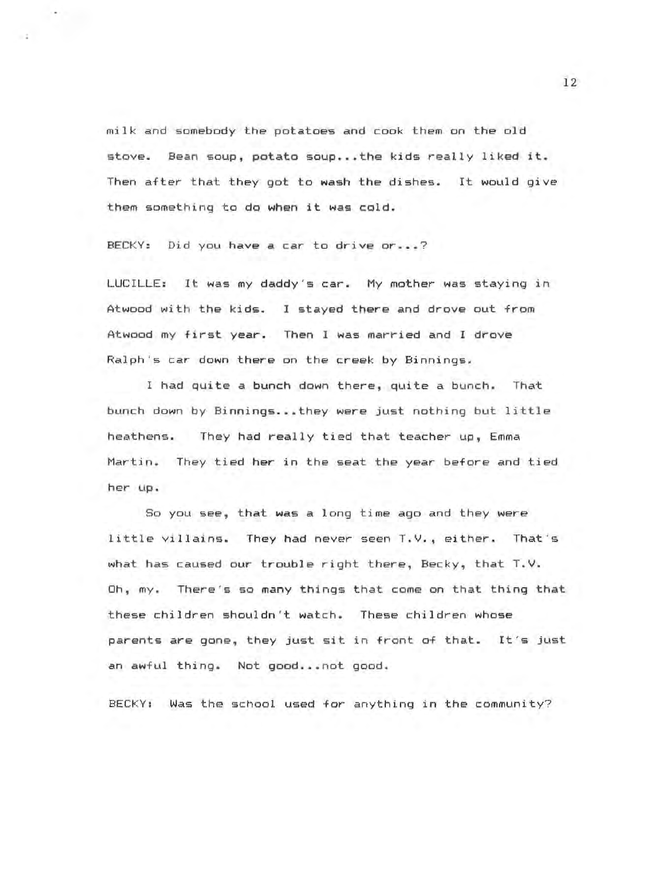milk and somebody the potatoes and cook them on the old stove. Bean soup, potato soup...the kids really liked it. Then after that they got to wash the dishes. It would give them something to do when it was cold.

BECKY: Did you have a car to drive or...?

LUCILLE: It was my daddy's car. My mother was staying in Atwood with the kids. I stayed there and drove out from Atwood my first year. Then I was married and I drove Ralph's car down there on the creek by Binnings.

I had quite a bunch down there, quite a bunch. That bunch down by Binnings...they were just nothing but little heathens. They had really tied that teacher up, Emma Martin. They tied her in the seat the year before and tied her up.

So you see, that was a long time ago and they were little villains. They had never seen T.V., either. That's what has caused our trouble right there, Becky, that T.V. Oh, my. There's so many things that come on that thing that these children shouldn't watch. These children whose parents are gone, they just sit in front of that. It's just an awful thing. Not good...not good.

BECKY: Was the school used for anything in the community?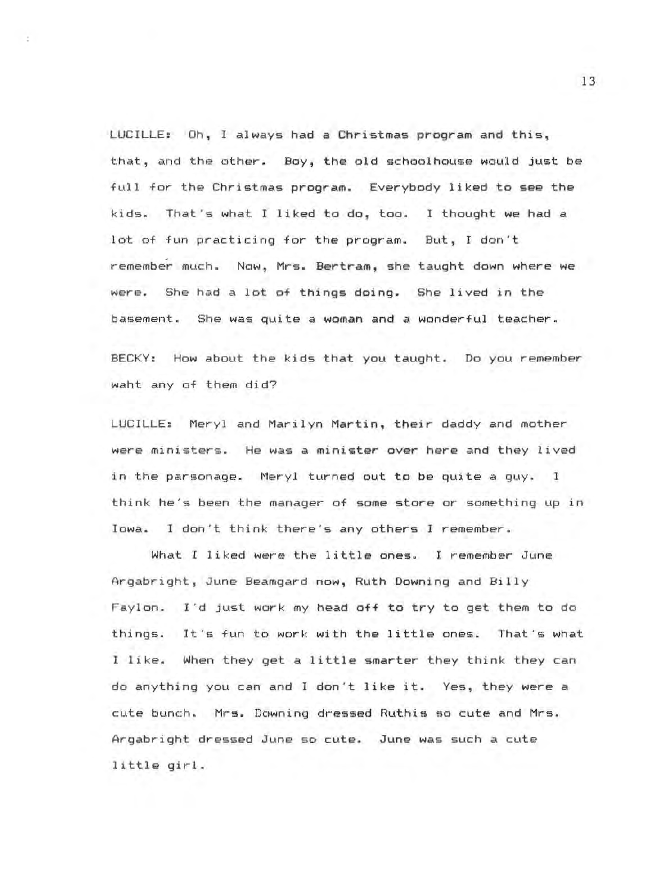LUCILLE: Oh, I always had a Christmas program and this, that, and the other. Boy, the old schoolhouse would just be full for the Christmas program. Everybody liked to see the kids. That's what I liked to do, too. I thought we had a lot of fun practicing for the program. But, I don't remember much. Now, Mrs. Bertram, she taught down where we were. She had a lot of things doing. She lived in the basement. She was quite a woman and a wonderful teacher.

BECKY: How about the kids that you taught. Do you remember waht any of them did?

LUCILLE: Meryl and Marilyn Martin, their daddy and mother were ministers. He was a minister over here and they lived in the parsonage. Meryl turned out to be quite a guy. I think he's been the manager of some store or something up in Iowa. I don't think there's any others I remember.

What I liked were the little ones. I remember June Argabright, June Beamgard now, Ruth Downing and Billy Faylon. I'd just work my head off to try to get them to do things. It's fun to work with the little ones. That's what I like. When they get a little smarter they think they can do anything you can and I don't like it. Yes, they were a cute bunch. Mrs. Downing dressed Ruthis so cute and Mrs. Argabright dressed June so cute. June was such a cute little girl.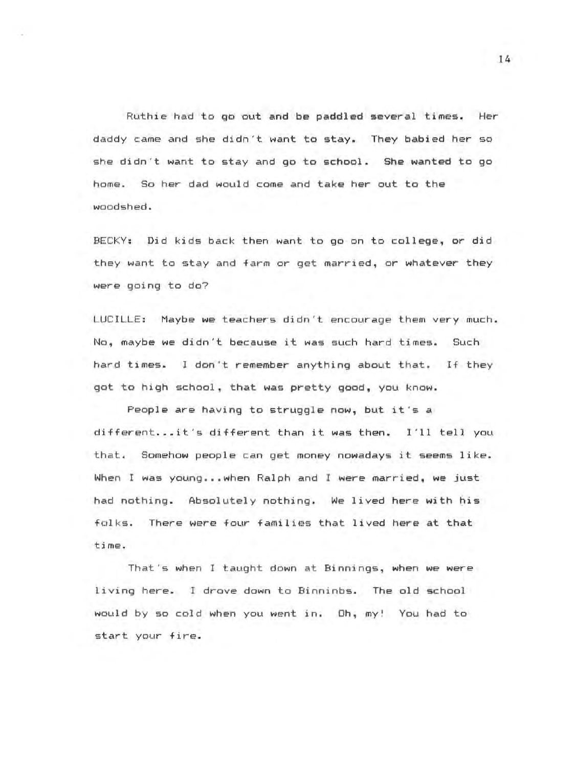Ruthie had to go out and be paddled several times. Her daddy came and she didn't want to stay. They babied her so she didn't want to stay and go to school. She wanted to go home. So her dad would come and take her out to the woodshed.

BECKY: Did kids back then want to go on to college, or did they want to stay and farm or get married, or whatever they were going to do?

LUCILLE: Maybe we teachers didn't encourage them very much. No, maybe we didn't because it was such hard times. Such hard times. I don't remember anything about that. If they got to high school, that was pretty good, you know.

People are having to struggle now, but it's a different...it's different than it was then. I'll tell you that. Somehow people can get money nowadays it seems like. When I was young...when Ralph and I were married, we just had nothing. Absolutely nothing. We lived here with his folks. There were four families that lived here at that time.

That's when I taught down at Binnings, when we were living here. I drove down to Binninbs. The old school would by so cold when you went in. Oh, my! You had to start your fire.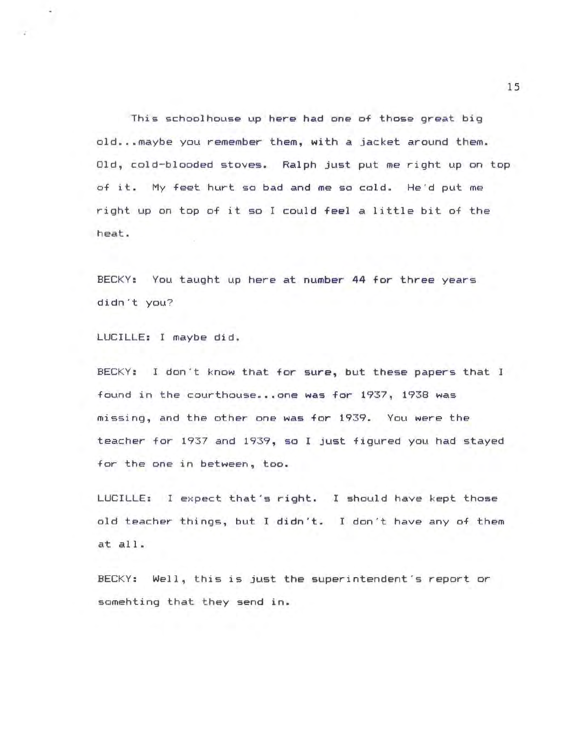This schoolhouse up here had one of those great big old...maybe you remember them, with a jacket around them. Old, cold-blooded stoves. Ralph just put me right up on top of it. My feet hurt so bad and me so cold. He'd put me right up on top of it so I could feel a little bit of the heat.

BECKY: You taught up here at number 44 for three years didn't you?

LUCILLE: I maybe did.

BECKY: I don't know that for sure, but these papers that I found in the courthouse...one was for 1937, 1938 was missing, and the other one was for 1939. You were the teacher for 1937 and 1939, so I just figured you had stayed for the one in between, too.

LUCILLE: I expect that's right. I should have kept those old teacher things, but I didn't. I don't have any of them at all.

BECKY: Well, this is just the superintendent's report or somehting that they send in.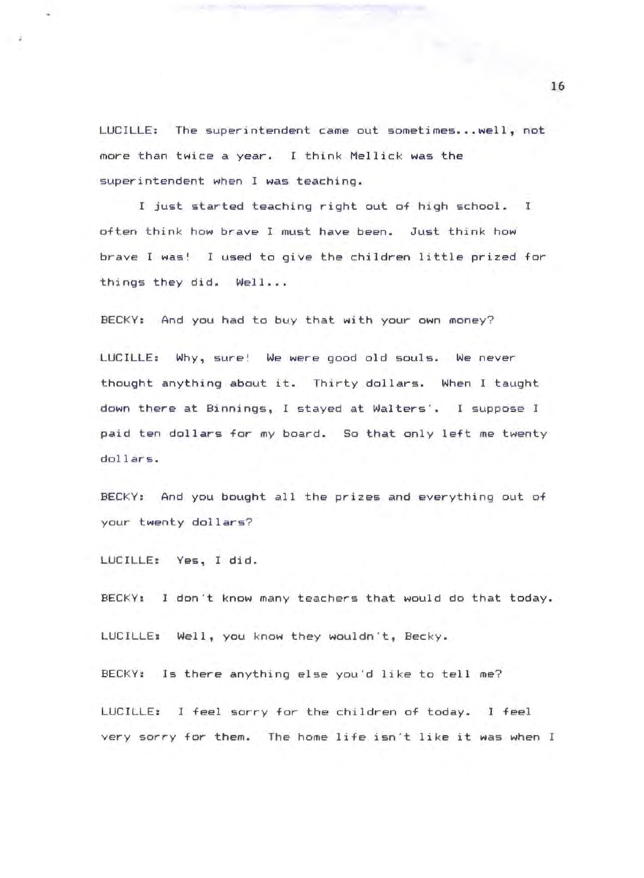LUCILLE: The superintendent came out sometimes...well, not more than twice a year. I think Mellick was the superintendent when I was teaching.

I just started teaching right out of high school. I often think how brave I must have been. Just think how brave I was! I used to give the children little prized for things they did. Well...

BECKY: And you had to buy that with your own money?

LUCILLE: Why, sure! We were good old souls. We never thought anything about it. Thirty dollars. When I taught down there at Binnings, I stayed at Walters'. I suppose I paid ten dollars for my board. So that only left me twenty dollars.

BECKY: And you bought all the prizes and everything out of your twenty dollars?

LUCILLE: Yes, I did.

BECKY: I don't know many teachers that would do that today.

LUCILLE: Well, you know they wouldn't, Becky.

BECKY: Is there anything else you'd like to tell me?

LUCILLE: I feel sorry for the children of today. I feel very sorry for them. The home life isn't like it was when I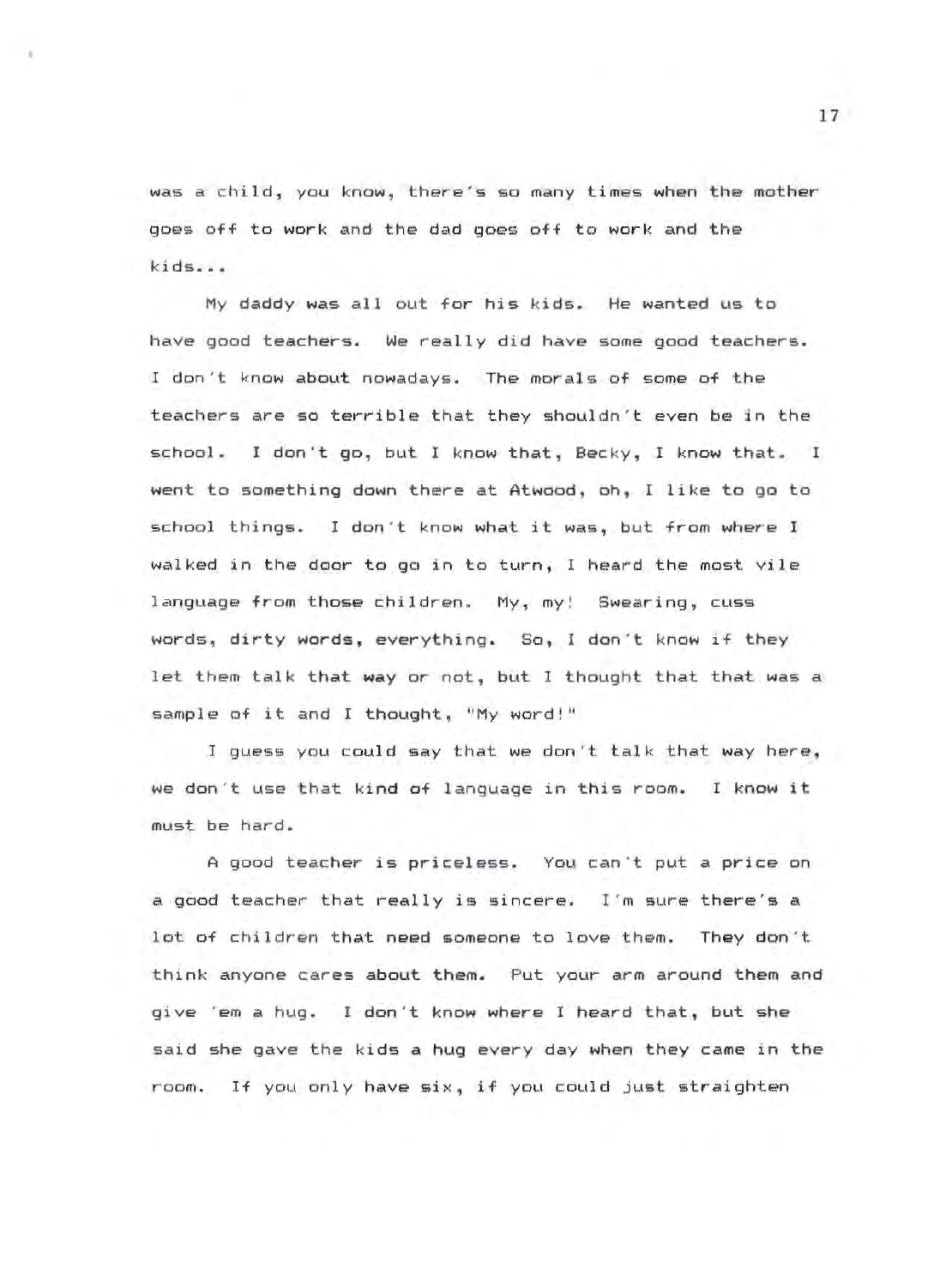was a child, you know, there's so many times when the mother goes off to work and the dad goes off to work and the kids...

My daddy was all out for his kids. He wanted us to have good teachers. We really did have some good teachers. I don't know about nowadays. The morals of some of the teachers are so terrible that they shouldn't even be in the school. I don't go, but I know that, Becky, I know that. I went to something down there at Atwood, oh, I like to go to school things. I don't know what it was, but from where I walked in the door to go in to turn, I heard the most vile language from those children. My, my! Swearing, cuss words, dirty words, everything. So, I don't know if they let them talk that way or not, but I thought that that was a sample of it and I thought, "My word!"

I guess you could say that we don't talk that way here, we don't use that kind of language in this room. I know it must be hard.

A good teacher is priceless. You can't put a price on a good teacher that really is sincere. I'm sure there's a lot of children that need someone to love them. They don't think anyone cares about them. Put your arm around them and give 'em a hug. I don't know where I heard that, but she said she gave the kids a hug every day when they came in the room. If you only have six, if you could just straighten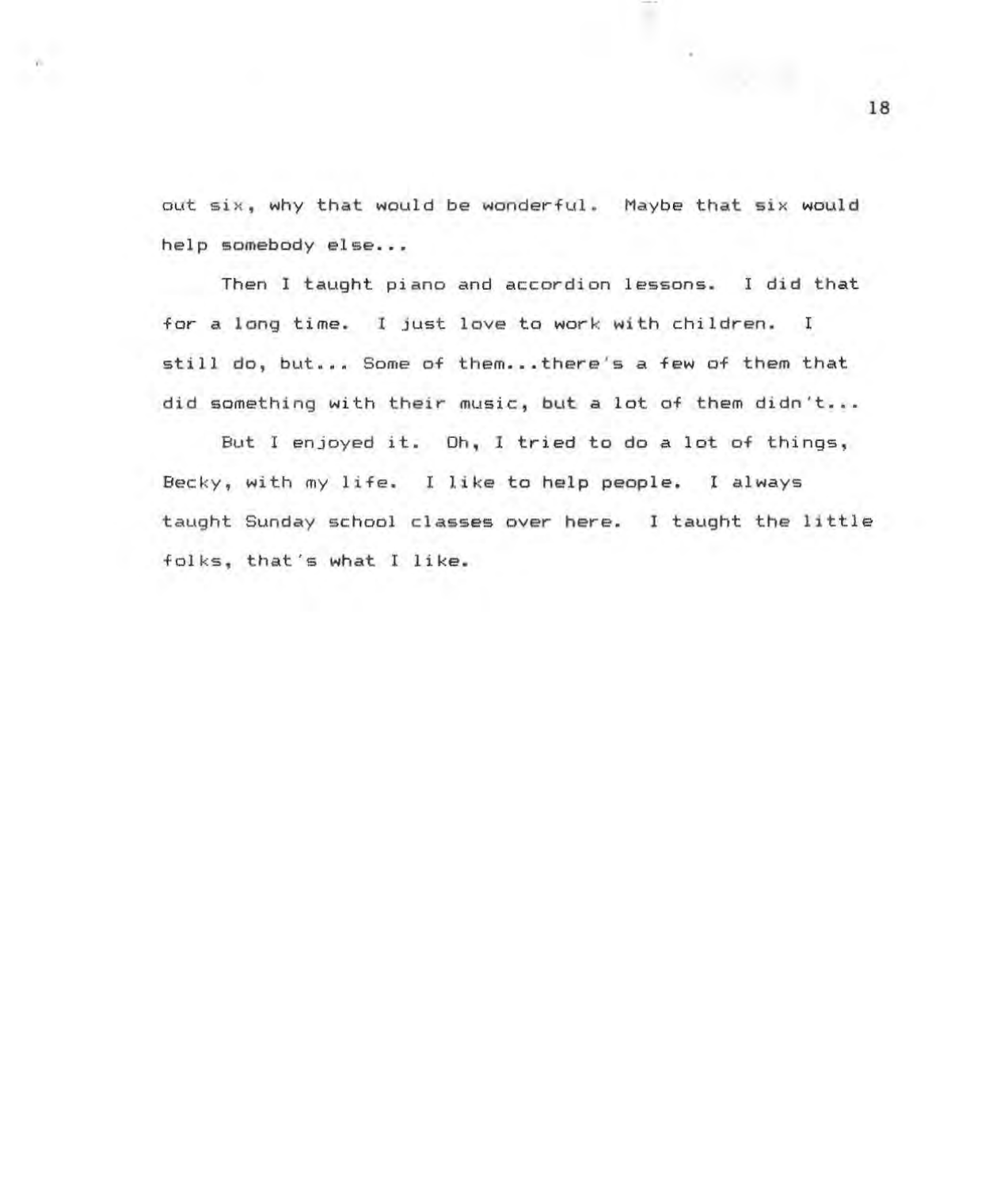out six, why that would be wonderful. Maybe that six would help somebody else...

Then I taught piano and accordion lessons. I did that for a long time. I just love to work with children. I still do, but... Some of them...there's a few of them that did something with their music, but a lot of them didn't...

But I enjoyed it. Oh, I tried to do a lot of things, Becky, with my life. I like to help people. I always taught Sunday school classes over here. I taught the little folks, that's what I like.